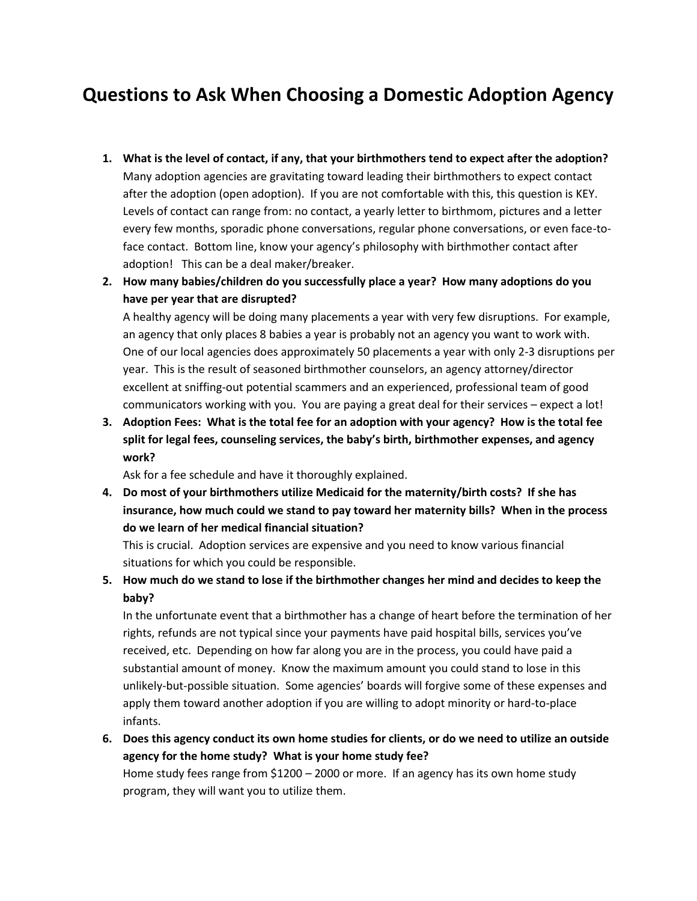# Questions to Ask When Choosing a Domestic Adoption Agency

1. **What is the level of contact, if any, that your birthmothers tend to expect after the adoption?**
   Many adoption agencies are gravitating toward leading their birthmothers to expect contact after the adoption (open adoption). If you are not comfortable with this, this question is KEY. Levels of contact can range from: no contact, a yearly letter to birthmom, pictures and a letter every few months, sporadic phone conversations, regular phone conversations, or even face-to-face contact. Bottom line, know your agency's philosophy with birthmother contact after adoption! This can be a deal maker/breaker.

2. **How many babies/children do you successfully place a year? How many adoptions do you have per year that are disrupted?**
   A healthy agency will be doing many placements a year with very few disruptions. For example, an agency that only places 8 babies a year is probably not an agency you want to work with. One of our local agencies does approximately 50 placements a year with only 2-3 disruptions per year. This is the result of seasoned birthmother counselors, an agency attorney/director excellent at sniffing-out potential scammers and an experienced, professional team of good communicators working with you. You are paying a great deal for their services – expect a lot!

3. **Adoption Fees: What is the total fee for an adoption with your agency? How is the total fee split for legal fees, counseling services, the baby's birth, birthmother expenses, and agency work?**
   Ask for a fee schedule and have it thoroughly explained.

4. **Do most of your birthmothers utilize Medicaid for the maternity/birth costs? If she has insurance, how much could we stand to pay toward her maternity bills? When in the process do we learn of her medical financial situation?**
   This is crucial. Adoption services are expensive and you need to know various financial situations for which you could be responsible.

5. **How much do we stand to lose if the birthmother changes her mind and decides to keep the baby?**
   In the unfortunate event that a birthmother has a change of heart before the termination of her rights, refunds are not typical since your payments have paid hospital bills, services you've received, etc. Depending on how far along you are in the process, you could have paid a substantial amount of money. Know the maximum amount you could stand to lose in this unlikely-but-possible situation. Some agencies' boards will forgive some of these expenses and apply them toward another adoption if you are willing to adopt minority or hard-to-place infants.

6. **Does this agency conduct its own home studies for clients, or do we need to utilize an outside agency for the home study? What is your home study fee?**
   Home study fees range from $1200 – 2000 or more. If an agency has its own home study program, they will want you to utilize them.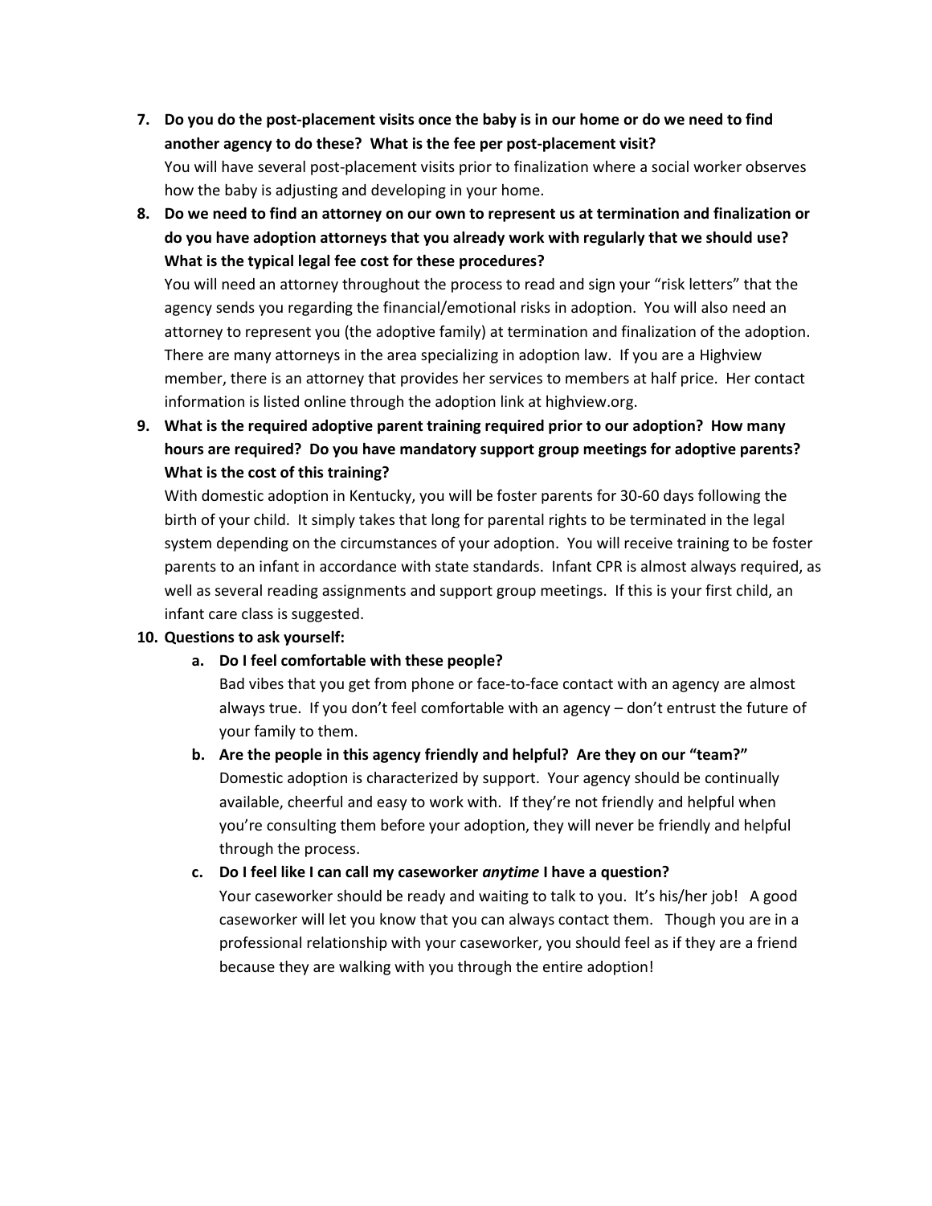7. **Do you do the post-placement visits once the baby is in our home or do we need to find another agency to do these? What is the fee per post-placement visit?**
   You will have several post-placement visits prior to finalization where a social worker observes how the baby is adjusting and developing in your home.

8. **Do we need to find an attorney on our own to represent us at termination and finalization or do you have adoption attorneys that you already work with regularly that we should use? What is the typical legal fee cost for these procedures?**
   You will need an attorney throughout the process to read and sign your "risk letters" that the agency sends you regarding the financial/emotional risks in adoption. You will also need an attorney to represent you (the adoptive family) at termination and finalization of the adoption. There are many attorneys in the area specializing in adoption law. If you are a Highview member, there is an attorney that provides her services to members at half price. Her contact information is listed online through the adoption link at highview.org.

9. **What is the required adoptive parent training required prior to our adoption? How many hours are required? Do you have mandatory support group meetings for adoptive parents? What is the cost of this training?**
   With domestic adoption in Kentucky, you will be foster parents for 30-60 days following the birth of your child. It simply takes that long for parental rights to be terminated in the legal system depending on the circumstances of your adoption. You will receive training to be foster parents to an infant in accordance with state standards. Infant CPR is almost always required, as well as several reading assignments and support group meetings. If this is your first child, an infant care class is suggested.

10. **Questions to ask yourself:**
    a. **Do I feel comfortable with these people?**
       Bad vibes that you get from phone or face-to-face contact with an agency are almost always true. If you don't feel comfortable with an agency – don't entrust the future of your family to them.
    b. **Are the people in this agency friendly and helpful? Are they on our "team?"**
       Domestic adoption is characterized by support. Your agency should be continually available, cheerful and easy to work with. If they're not friendly and helpful when you're consulting them before your adoption, they will never be friendly and helpful through the process.
    c. **Do I feel like I can call my caseworker *anytime* I have a question?**
       Your caseworker should be ready and waiting to talk to you. It's his/her job! A good caseworker will let you know that you can always contact them. Though you are in a professional relationship with your caseworker, you should feel as if they are a friend because they are walking with you through the entire adoption!